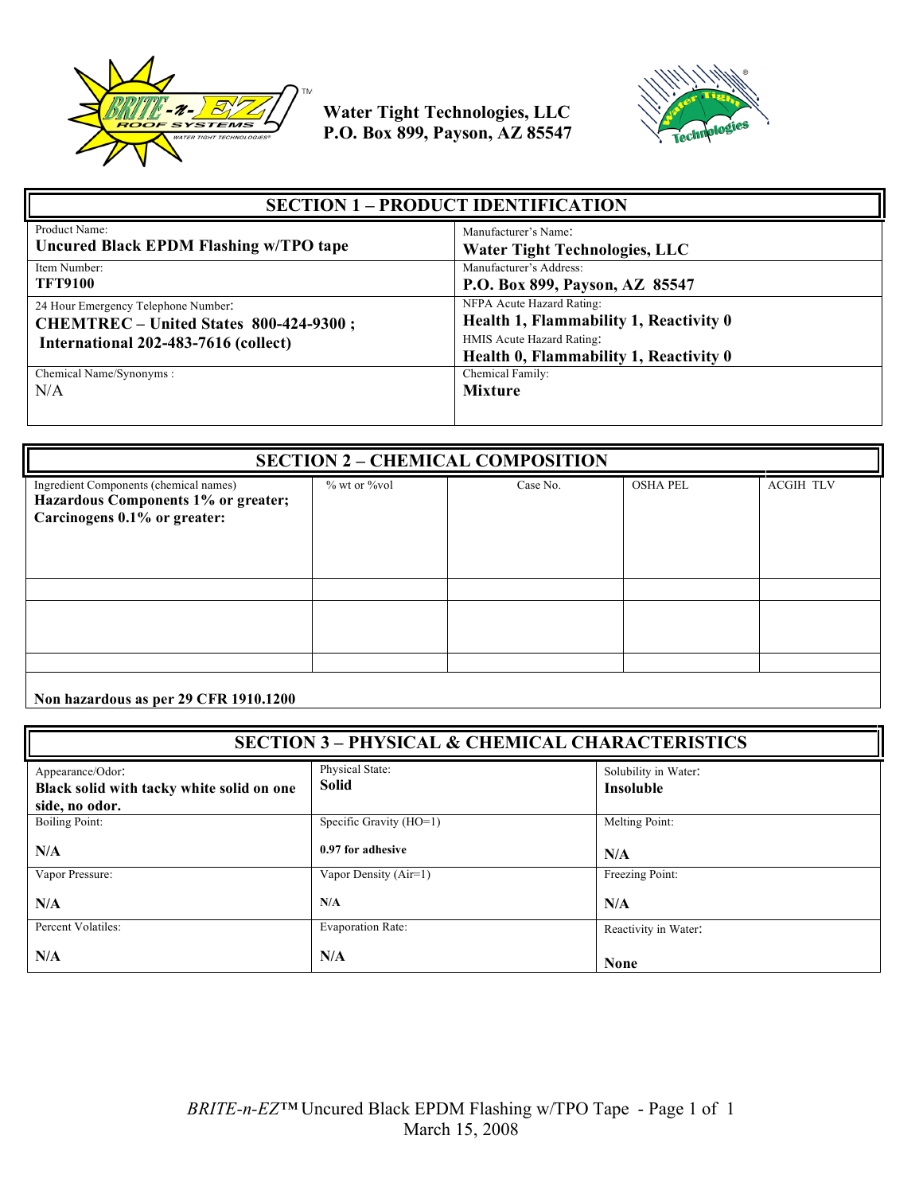**Water Tight Technologies, LLC**
**P.O. Box 899, Payson, AZ 85547**

## SECTION 1 – PRODUCT IDENTIFICATION

| | |
|---|---|
| Product Name:<br>**Uncured Black EPDM Flashing w/TPO tape** | Manufacturer's Name:<br>**Water Tight Technologies, LLC** |
| Item Number:<br>**TFT9100** | Manufacturer's Address:<br>**P.O. Box 899, Payson, AZ 85547** |
| 24 Hour Emergency Telephone Number:<br>**CHEMTREC – United States 800-424-9300 ;**<br>**International 202-483-7616 (collect)** | NFPA Acute Hazard Rating:<br>**Health 1, Flammability 1, Reactivity 0**<br>HMIS Acute Hazard Rating:<br>**Health 0, Flammability 1, Reactivity 0** |
| Chemical Name/Synonyms :<br>N/A | Chemical Family:<br>**Mixture** |

## SECTION 2 – CHEMICAL COMPOSITION

| Ingredient Components (chemical names)<br>**Hazardous Components 1% or greater; Carcinogens 0.1% or greater:** | % wt or %vol | Case No. | OSHA PEL | ACGIH TLV |
|---|---|---|---|---|
| | | | | |
| | | | | |
| | | | | |

**Non hazardous as per 29 CFR 1910.1200**

## SECTION 3 – PHYSICAL & CHEMICAL CHARACTERISTICS

| | | |
|---|---|---|
| Appearance/Odor:<br>**Black solid with tacky white solid on one side, no odor.** | Physical State:<br>**Solid** | Solubility in Water:<br>**Insoluble** |
| Boiling Point:<br>**N/A** | Specific Gravity (HO=1)<br>**0.97 for adhesive** | Melting Point:<br>**N/A** |
| Vapor Pressure:<br>**N/A** | Vapor Density (Air=1)<br>**N/A** | Freezing Point:<br>**N/A** |
| Percent Volatiles:<br>**N/A** | Evaporation Rate:<br>**N/A** | Reactivity in Water:<br>**None** |

*BRITE-n-EZ*™ Uncured Black EPDM Flashing w/TPO Tape
March 15, 2008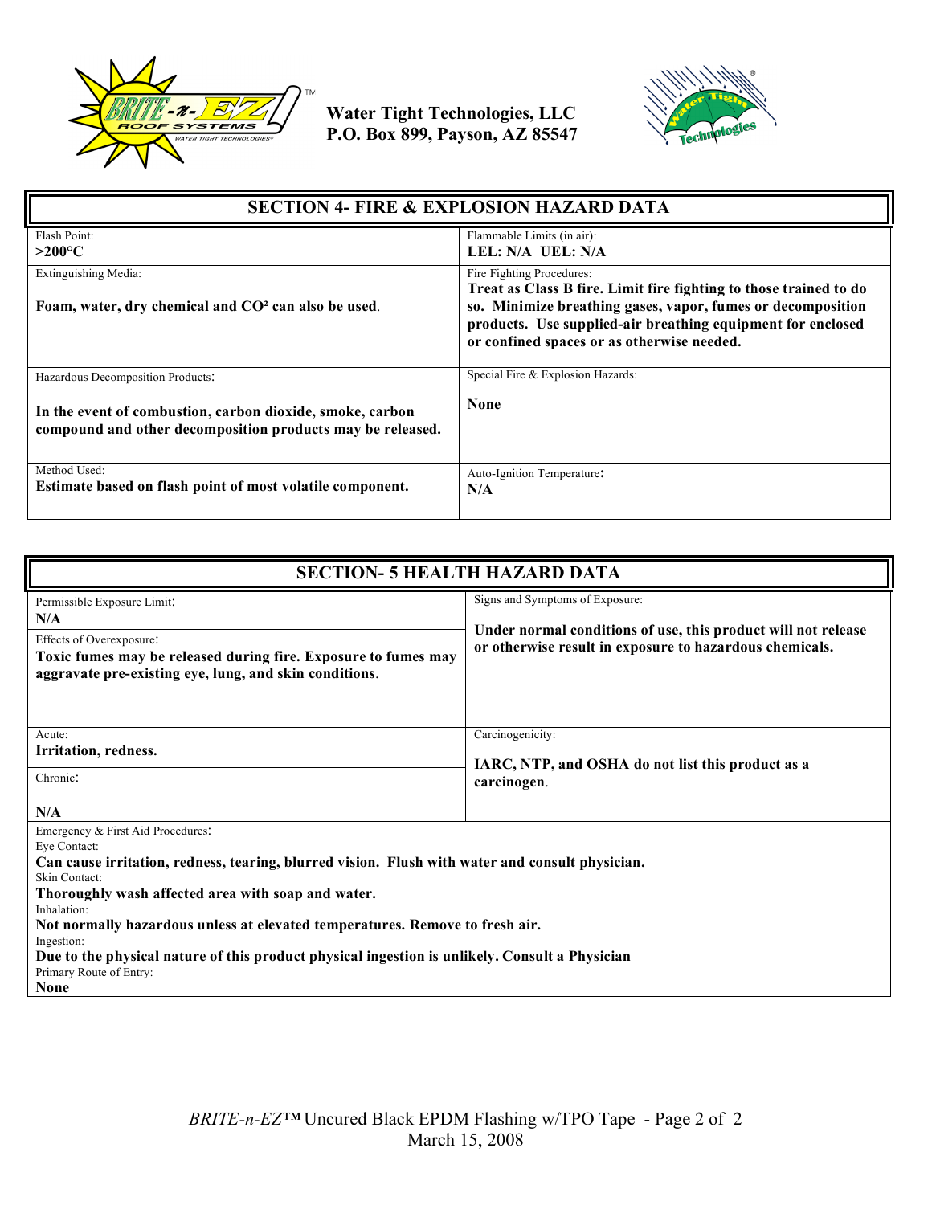Water Tight Technologies, LLC
P.O. Box 899, Payson, AZ 85547

## SECTION 4- FIRE & EXPLOSION HAZARD DATA

| | |
|---|---|
| Flash Point:<br>**>200°C** | Flammable Limits (in air):<br>**LEL: N/A UEL: N/A** |
| Extinguishing Media:<br>**Foam, water, dry chemical and CO² can also be used.** | Fire Fighting Procedures:<br>**Treat as Class B fire. Limit fire fighting to those trained to do so. Minimize breathing gases, vapor, fumes or decomposition products. Use supplied-air breathing equipment for enclosed or confined spaces or as otherwise needed.** |
| Hazardous Decomposition Products:<br>**In the event of combustion, carbon dioxide, smoke, carbon compound and other decomposition products may be released.** | Special Fire & Explosion Hazards:<br>**None** |
| Method Used:<br>**Estimate based on flash point of most volatile component.** | Auto-Ignition Temperature:<br>**N/A** |

## SECTION- 5 HEALTH HAZARD DATA

| | |
|---|---|
| Permissible Exposure Limit:<br>**N/A**<br>Effects of Overexposure:<br>**Toxic fumes may be released during fire. Exposure to fumes may aggravate pre-existing eye, lung, and skin conditions.** | Signs and Symptoms of Exposure:<br>**Under normal conditions of use, this product will not release or otherwise result in exposure to hazardous chemicals.** |
| Acute:<br>**Irritation, redness.**<br>Chronic:<br>**N/A** | Carcinogenicity:<br>**IARC, NTP, and OSHA do not list this product as a carcinogen.** |

Emergency & First Aid Procedures:

Eye Contact:
**Can cause irritation, redness, tearing, blurred vision. Flush with water and consult physician.**

Skin Contact:
**Thoroughly wash affected area with soap and water.**

Inhalation:
**Not normally hazardous unless at elevated temperatures. Remove to fresh air.**

Ingestion:
**Due to the physical nature of this product physical ingestion is unlikely. Consult a Physician**

Primary Route of Entry:
**None**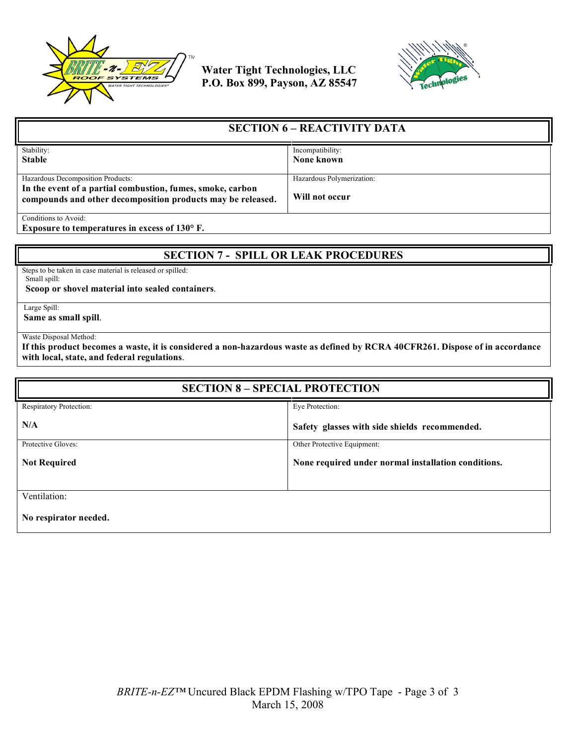Water Tight Technologies, LLC
P.O. Box 899, Payson, AZ 85547

## SECTION 6 – REACTIVITY DATA

| Stability: **Stable** | Incompatibility: **None known** |
|---|---|
| Hazardous Decomposition Products: **In the event of a partial combustion, fumes, smoke, carbon compounds and other decomposition products may be released.** | Hazardous Polymerization: **Will not occur** |
| Conditions to Avoid: **Exposure to temperatures in excess of 130° F.** | |

## SECTION 7 - SPILL OR LEAK PROCEDURES

Steps to be taken in case material is released or spilled:

Small spill:
**Scoop or shovel material into sealed containers**.

Large Spill:
**Same as small spill**.

Waste Disposal Method:
**If this product becomes a waste, it is considered a non-hazardous waste as defined by RCRA 40CFR261. Dispose of in accordance with local, state, and federal regulations**.

## SECTION 8 – SPECIAL PROTECTION

| Respiratory Protection: **N/A** | Eye Protection: **Safety glasses with side shields recommended.** |
|---|---|
| Protective Gloves: **Not Required** | Other Protective Equipment: **None required under normal installation conditions.** |
| Ventilation: **No respirator needed.** | |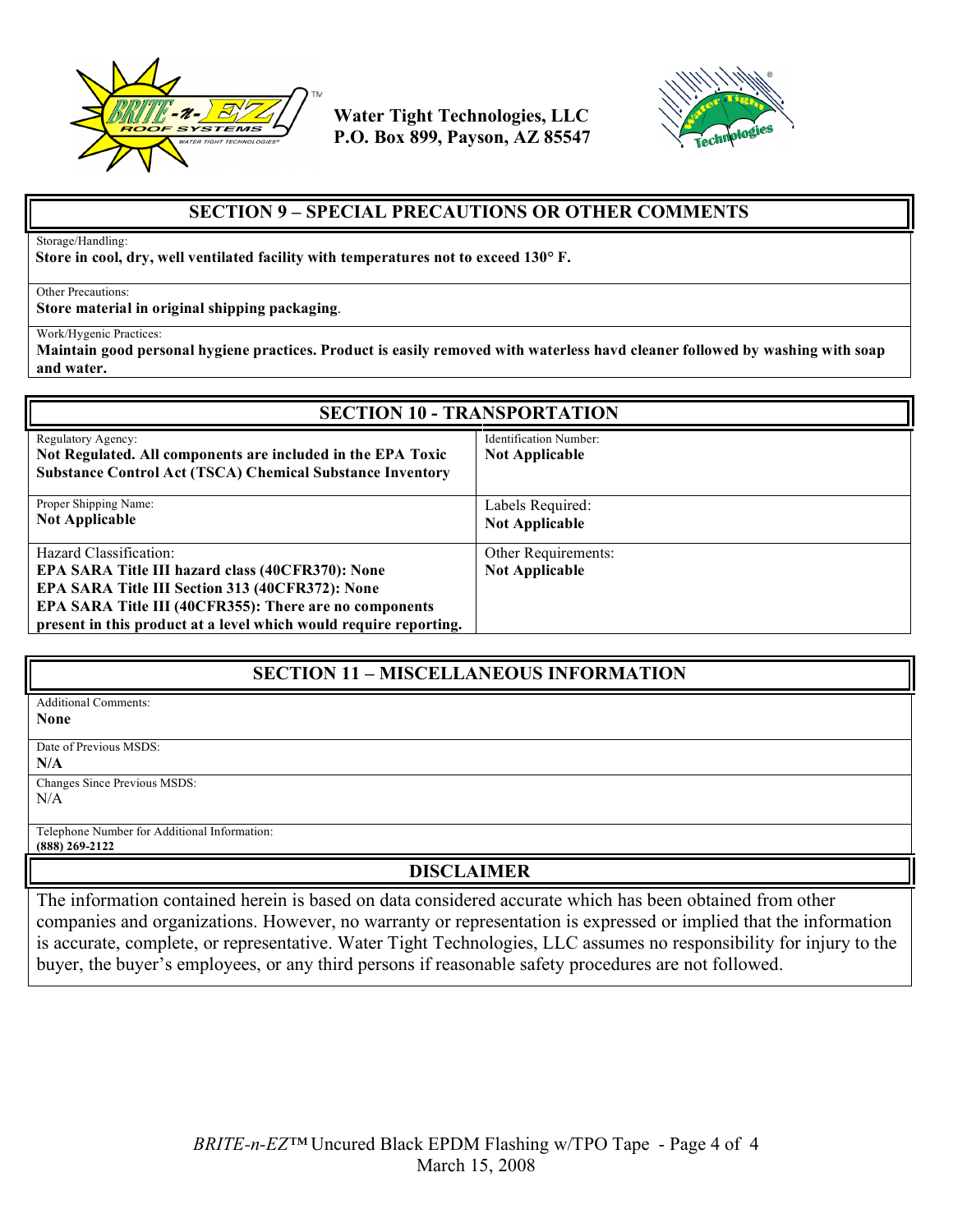Water Tight Technologies, LLC
P.O. Box 899, Payson, AZ 85547

## SECTION 9 – SPECIAL PRECAUTIONS OR OTHER COMMENTS

Storage/Handling:
**Store in cool, dry, well ventilated facility with temperatures not to exceed 130° F.**

Other Precautions:
**Store material in original shipping packaging**.

Work/Hygenic Practices:
**Maintain good personal hygiene practices. Product is easily removed with waterless havd cleaner followed by washing with soap and water.**

## SECTION 10 - TRANSPORTATION

| | |
|---|---|
| Regulatory Agency:<br>**Not Regulated. All components are included in the EPA Toxic Substance Control Act (TSCA) Chemical Substance Inventory** | Identification Number:<br>**Not Applicable** |
| Proper Shipping Name:<br>**Not Applicable** | Labels Required:<br>**Not Applicable** |
| Hazard Classification:<br>**EPA SARA Title III hazard class (40CFR370): None**<br>**EPA SARA Title III Section 313 (40CFR372): None**<br>**EPA SARA Title III (40CFR355): There are no components present in this product at a level which would require reporting.** | Other Requirements:<br>**Not Applicable** |

## SECTION 11 – MISCELLANEOUS INFORMATION

Additional Comments:
**None**

Date of Previous MSDS:
**N/A**

Changes Since Previous MSDS:
N/A

Telephone Number for Additional Information:
**(888) 269-2122**

## DISCLAIMER

The information contained herein is based on data considered accurate which has been obtained from other companies and organizations. However, no warranty or representation is expressed or implied that the information is accurate, complete, or representative. Water Tight Technologies, LLC assumes no responsibility for injury to the buyer, the buyer's employees, or any third persons if reasonable safety procedures are not followed.